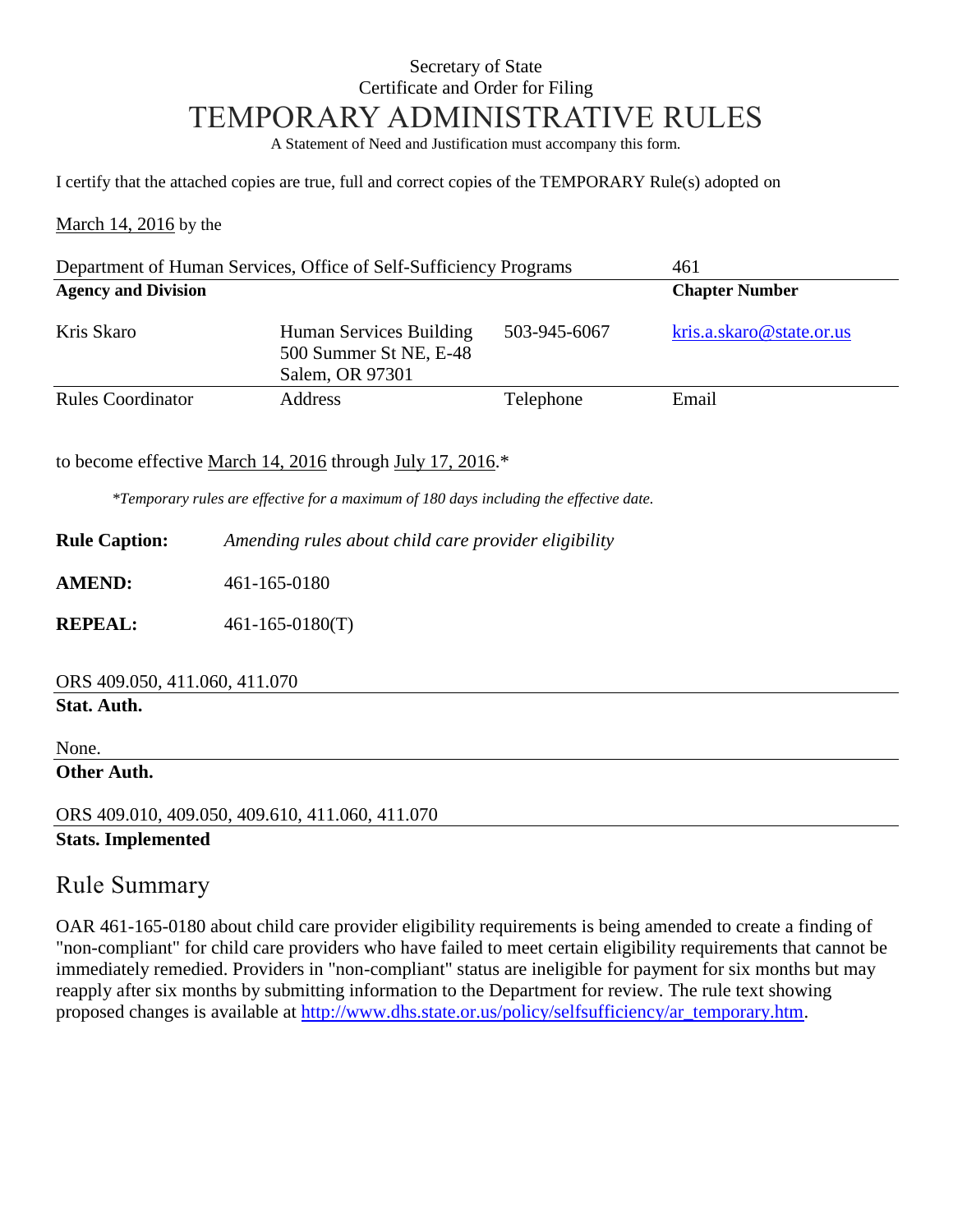Secretary of State
Certificate and Order for Filing

# TEMPORARY ADMINISTRATIVE RULES

A Statement of Need and Justification must accompany this form.

I certify that the attached copies are true, full and correct copies of the TEMPORARY Rule(s) adopted on

March 14, 2016 by the

| Department of Human Services, Office of Self-Sufficiency Programs | | | 461 |
|---|---|---|---|
| **Agency and Division** | | | **Chapter Number** |
| Kris Skaro | Human Services Building 500 Summer St NE, E-48 Salem, OR 97301 | 503-945-6067 | kris.a.skaro@state.or.us |
| Rules Coordinator | Address | Telephone | Email |

to become effective March 14, 2016 through July 17, 2016.*

*\*Temporary rules are effective for a maximum of 180 days including the effective date.*

**Rule Caption:** *Amending rules about child care provider eligibility*

**AMEND:** 461-165-0180

**REPEAL:** 461-165-0180(T)

ORS 409.050, 411.060, 411.070
**Stat. Auth.**

None.
**Other Auth.**

ORS 409.010, 409.050, 409.610, 411.060, 411.070
**Stats. Implemented**

## Rule Summary

OAR 461-165-0180 about child care provider eligibility requirements is being amended to create a finding of "non-compliant" for child care providers who have failed to meet certain eligibility requirements that cannot be immediately remedied. Providers in "non-compliant" status are ineligible for payment for six months but may reapply after six months by submitting information to the Department for review. The rule text showing proposed changes is available at http://www.dhs.state.or.us/policy/selfsufficiency/ar_temporary.htm.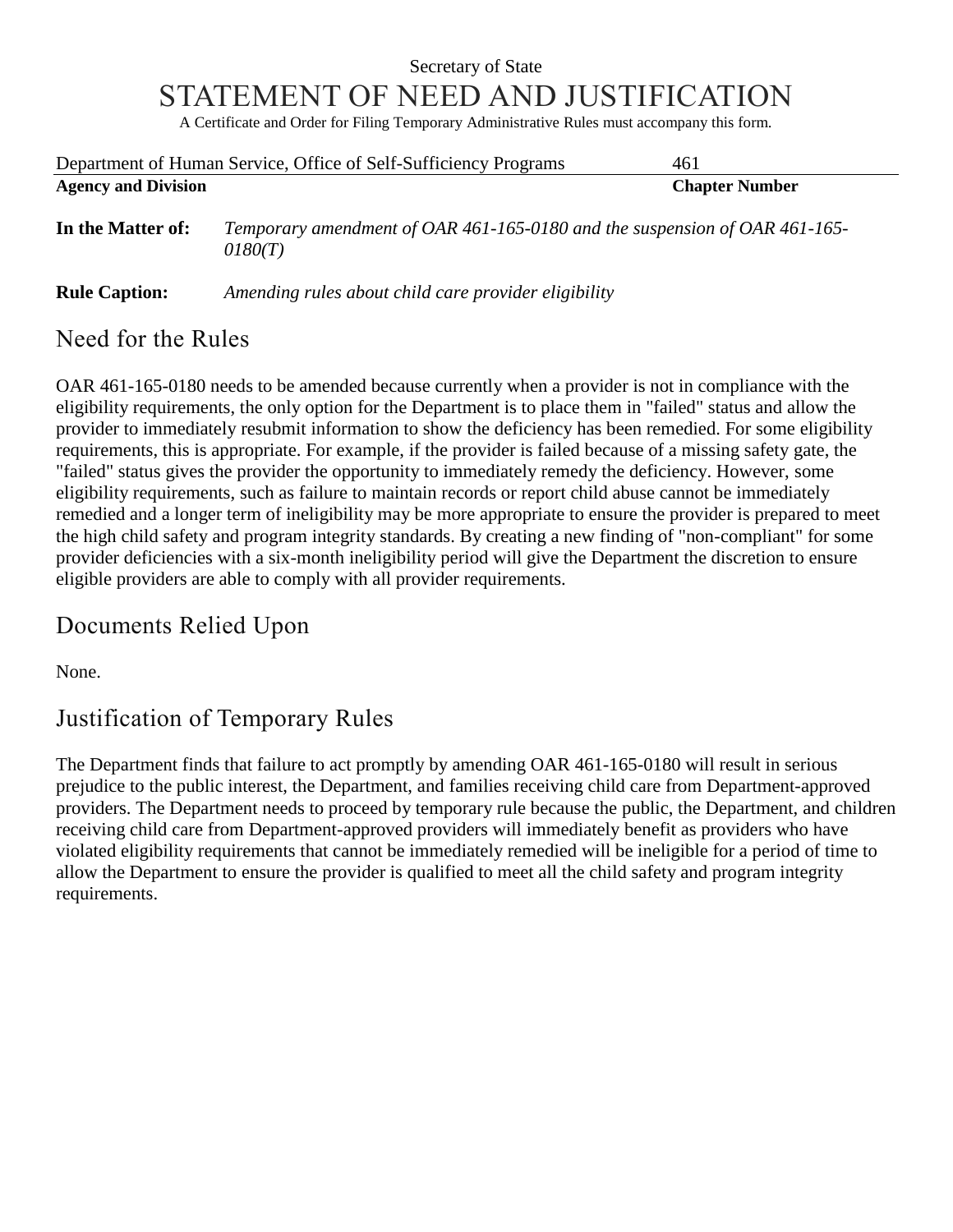Secretary of State

# STATEMENT OF NEED AND JUSTIFICATION

A Certificate and Order for Filing Temporary Administrative Rules must accompany this form.

| Department of Human Service, Office of Self-Sufficiency Programs | 461 |
|---|---|
| **Agency and Division** | **Chapter Number** |

**In the Matter of:** *Temporary amendment of OAR 461-165-0180 and the suspension of OAR 461-165-0180(T)*

**Rule Caption:** *Amending rules about child care provider eligibility*

## Need for the Rules

OAR 461-165-0180 needs to be amended because currently when a provider is not in compliance with the eligibility requirements, the only option for the Department is to place them in "failed" status and allow the provider to immediately resubmit information to show the deficiency has been remedied. For some eligibility requirements, this is appropriate. For example, if the provider is failed because of a missing safety gate, the "failed" status gives the provider the opportunity to immediately remedy the deficiency. However, some eligibility requirements, such as failure to maintain records or report child abuse cannot be immediately remedied and a longer term of ineligibility may be more appropriate to ensure the provider is prepared to meet the high child safety and program integrity standards. By creating a new finding of "non-compliant" for some provider deficiencies with a six-month ineligibility period will give the Department the discretion to ensure eligible providers are able to comply with all provider requirements.

## Documents Relied Upon

None.

## Justification of Temporary Rules

The Department finds that failure to act promptly by amending OAR 461-165-0180 will result in serious prejudice to the public interest, the Department, and families receiving child care from Department-approved providers. The Department needs to proceed by temporary rule because the public, the Department, and children receiving child care from Department-approved providers will immediately benefit as providers who have violated eligibility requirements that cannot be immediately remedied will be ineligible for a period of time to allow the Department to ensure the provider is qualified to meet all the child safety and program integrity requirements.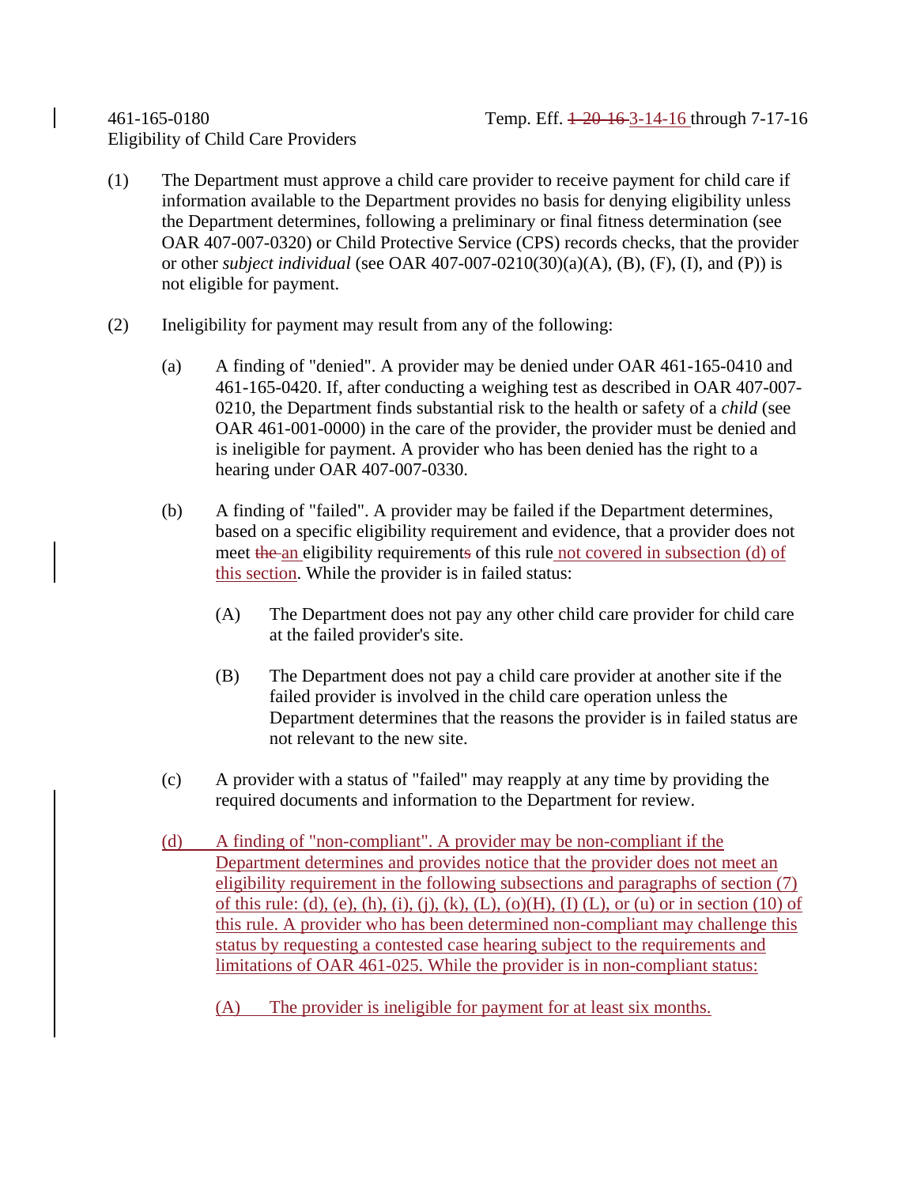461-165-0180 Temp. Eff. ~~1-20-16~~ 3-14-16 through 7-17-16
Eligibility of Child Care Providers

(1) The Department must approve a child care provider to receive payment for child care if information available to the Department provides no basis for denying eligibility unless the Department determines, following a preliminary or final fitness determination (see OAR 407-007-0320) or Child Protective Service (CPS) records checks, that the provider or other *subject individual* (see OAR 407-007-0210(30)(a)(A), (B), (F), (I), and (P)) is not eligible for payment.

(2) Ineligibility for payment may result from any of the following:

(a) A finding of "denied". A provider may be denied under OAR 461-165-0410 and 461-165-0420. If, after conducting a weighing test as described in OAR 407-007-0210, the Department finds substantial risk to the health or safety of a *child* (see OAR 461-001-0000) in the care of the provider, the provider must be denied and is ineligible for payment. A provider who has been denied has the right to a hearing under OAR 407-007-0330.

(b) A finding of "failed". A provider may be failed if the Department determines, based on a specific eligibility requirement and evidence, that a provider does not meet ~~the~~ <u>an</u> eligibility requirement~~s~~ of this rule <u>not covered in subsection (d) of this section</u>. While the provider is in failed status:

(A) The Department does not pay any other child care provider for child care at the failed provider's site.

(B) The Department does not pay a child care provider at another site if the failed provider is involved in the child care operation unless the Department determines that the reasons the provider is in failed status are not relevant to the new site.

(c) A provider with a status of "failed" may reapply at any time by providing the required documents and information to the Department for review.

<u>(d) A finding of "non-compliant". A provider may be non-compliant if the Department determines and provides notice that the provider does not meet an eligibility requirement in the following subsections and paragraphs of section (7) of this rule: (d), (e), (h), (i), (j), (k), (L), (o)(H), (I) (L), or (u) or in section (10) of this rule. A provider who has been determined non-compliant may challenge this status by requesting a contested case hearing subject to the requirements and limitations of OAR 461-025. While the provider is in non-compliant status:</u>

<u>(A) The provider is ineligible for payment for at least six months.</u>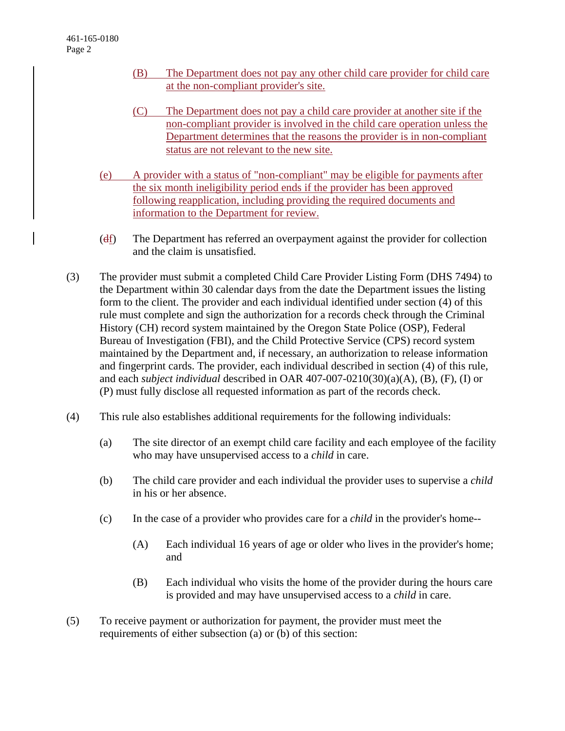(B) The Department does not pay any other child care provider for child care at the non-compliant provider's site.

(C) The Department does not pay a child care provider at another site if the non-compliant provider is involved in the child care operation unless the Department determines that the reasons the provider is in non-compliant status are not relevant to the new site.

(e) A provider with a status of "non-compliant" may be eligible for payments after the six month ineligibility period ends if the provider has been approved following reapplication, including providing the required documents and information to the Department for review.

(~~d~~f) The Department has referred an overpayment against the provider for collection and the claim is unsatisfied.

(3) The provider must submit a completed Child Care Provider Listing Form (DHS 7494) to the Department within 30 calendar days from the date the Department issues the listing form to the client. The provider and each individual identified under section (4) of this rule must complete and sign the authorization for a records check through the Criminal History (CH) record system maintained by the Oregon State Police (OSP), Federal Bureau of Investigation (FBI), and the Child Protective Service (CPS) record system maintained by the Department and, if necessary, an authorization to release information and fingerprint cards. The provider, each individual described in section (4) of this rule, and each *subject individual* described in OAR 407-007-0210(30)(a)(A), (B), (F), (I) or (P) must fully disclose all requested information as part of the records check.

(4) This rule also establishes additional requirements for the following individuals:

(a) The site director of an exempt child care facility and each employee of the facility who may have unsupervised access to a *child* in care.

(b) The child care provider and each individual the provider uses to supervise a *child* in his or her absence.

(c) In the case of a provider who provides care for a *child* in the provider's home--

(A) Each individual 16 years of age or older who lives in the provider's home; and

(B) Each individual who visits the home of the provider during the hours care is provided and may have unsupervised access to a *child* in care.

(5) To receive payment or authorization for payment, the provider must meet the requirements of either subsection (a) or (b) of this section: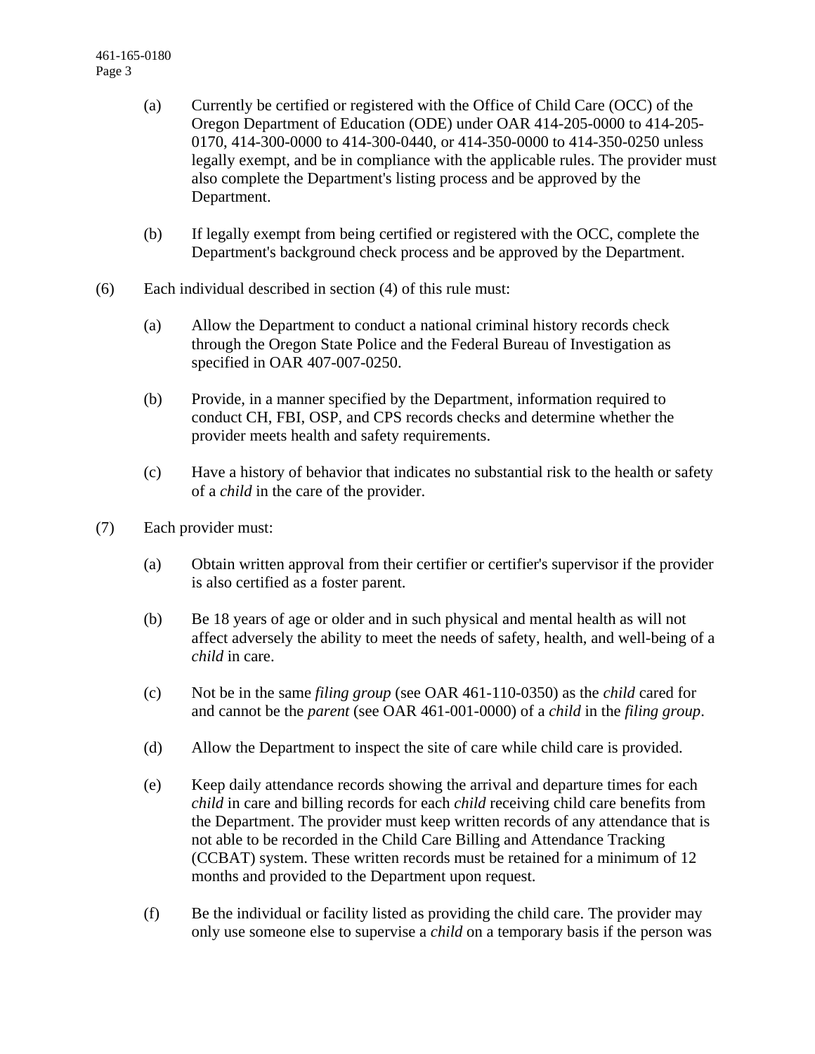(a) Currently be certified or registered with the Office of Child Care (OCC) of the Oregon Department of Education (ODE) under OAR 414-205-0000 to 414-205-0170, 414-300-0000 to 414-300-0440, or 414-350-0000 to 414-350-0250 unless legally exempt, and be in compliance with the applicable rules. The provider must also complete the Department's listing process and be approved by the Department.

(b) If legally exempt from being certified or registered with the OCC, complete the Department's background check process and be approved by the Department.

(6) Each individual described in section (4) of this rule must:

(a) Allow the Department to conduct a national criminal history records check through the Oregon State Police and the Federal Bureau of Investigation as specified in OAR 407-007-0250.

(b) Provide, in a manner specified by the Department, information required to conduct CH, FBI, OSP, and CPS records checks and determine whether the provider meets health and safety requirements.

(c) Have a history of behavior that indicates no substantial risk to the health or safety of a *child* in the care of the provider.

(7) Each provider must:

(a) Obtain written approval from their certifier or certifier's supervisor if the provider is also certified as a foster parent.

(b) Be 18 years of age or older and in such physical and mental health as will not affect adversely the ability to meet the needs of safety, health, and well-being of a *child* in care.

(c) Not be in the same *filing group* (see OAR 461-110-0350) as the *child* cared for and cannot be the *parent* (see OAR 461-001-0000) of a *child* in the *filing group*.

(d) Allow the Department to inspect the site of care while child care is provided.

(e) Keep daily attendance records showing the arrival and departure times for each *child* in care and billing records for each *child* receiving child care benefits from the Department. The provider must keep written records of any attendance that is not able to be recorded in the Child Care Billing and Attendance Tracking (CCBAT) system. These written records must be retained for a minimum of 12 months and provided to the Department upon request.

(f) Be the individual or facility listed as providing the child care. The provider may only use someone else to supervise a *child* on a temporary basis if the person was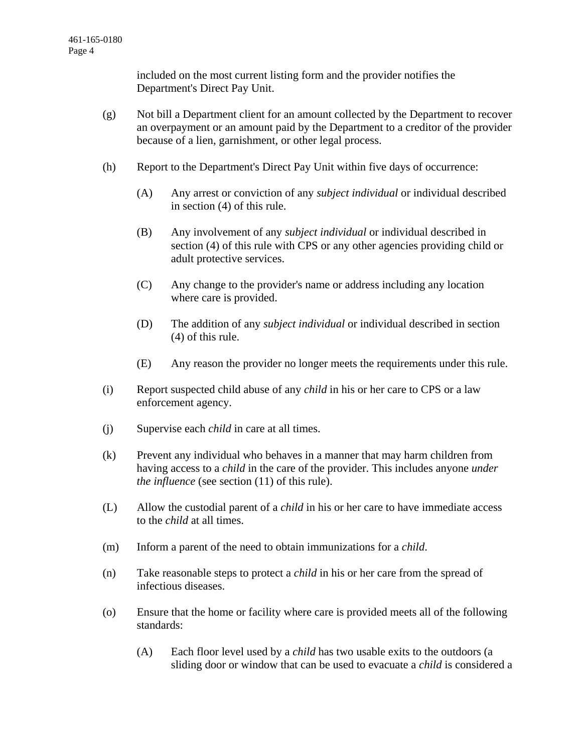included on the most current listing form and the provider notifies the Department's Direct Pay Unit.

(g) Not bill a Department client for an amount collected by the Department to recover an overpayment or an amount paid by the Department to a creditor of the provider because of a lien, garnishment, or other legal process.

(h) Report to the Department's Direct Pay Unit within five days of occurrence:

(A) Any arrest or conviction of any *subject individual* or individual described in section (4) of this rule.

(B) Any involvement of any *subject individual* or individual described in section (4) of this rule with CPS or any other agencies providing child or adult protective services.

(C) Any change to the provider's name or address including any location where care is provided.

(D) The addition of any *subject individual* or individual described in section (4) of this rule.

(E) Any reason the provider no longer meets the requirements under this rule.

(i) Report suspected child abuse of any *child* in his or her care to CPS or a law enforcement agency.

(j) Supervise each *child* in care at all times.

(k) Prevent any individual who behaves in a manner that may harm children from having access to a *child* in the care of the provider. This includes anyone *under the influence* (see section (11) of this rule).

(L) Allow the custodial parent of a *child* in his or her care to have immediate access to the *child* at all times.

(m) Inform a parent of the need to obtain immunizations for a *child*.

(n) Take reasonable steps to protect a *child* in his or her care from the spread of infectious diseases.

(o) Ensure that the home or facility where care is provided meets all of the following standards:

(A) Each floor level used by a *child* has two usable exits to the outdoors (a sliding door or window that can be used to evacuate a *child* is considered a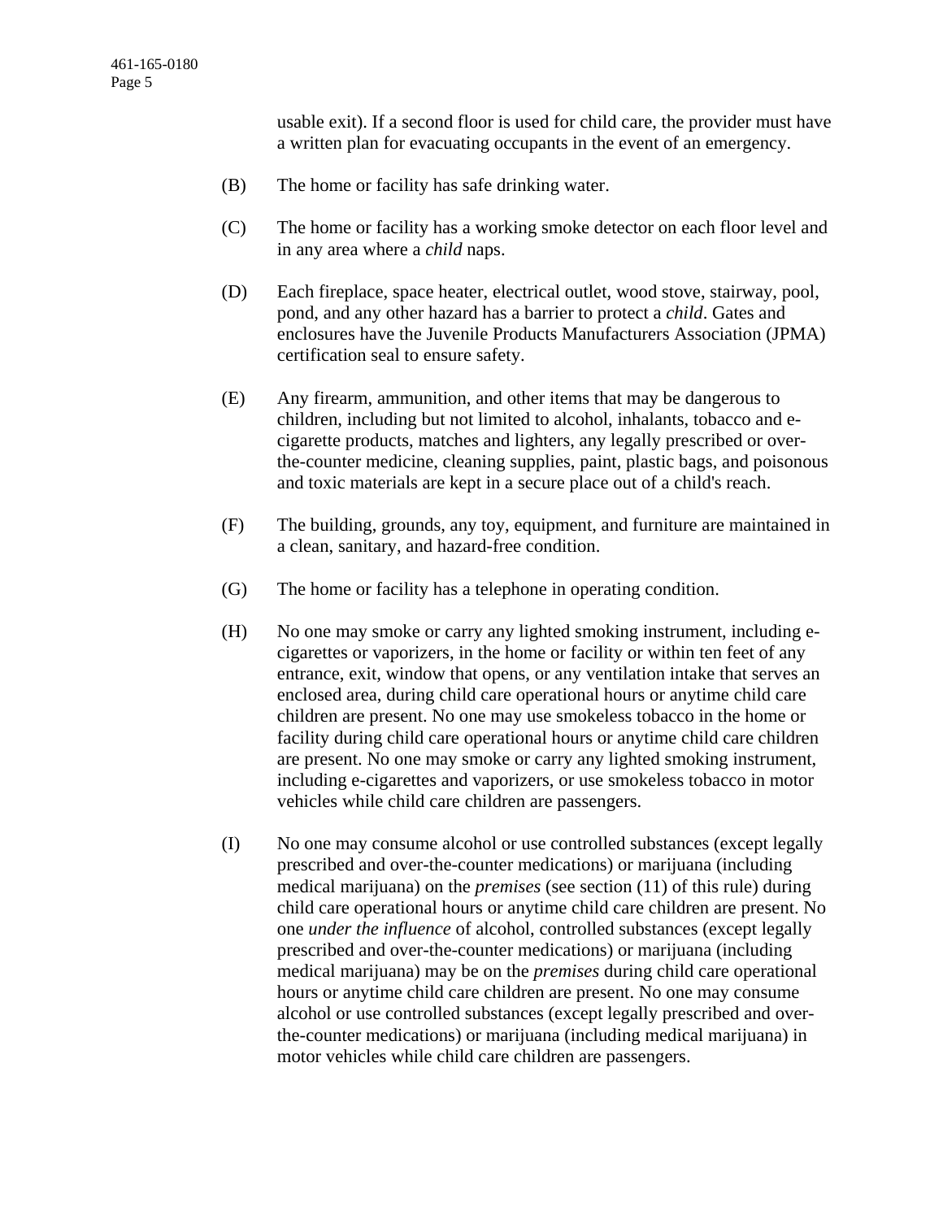usable exit). If a second floor is used for child care, the provider must have a written plan for evacuating occupants in the event of an emergency.

(B) The home or facility has safe drinking water.

(C) The home or facility has a working smoke detector on each floor level and in any area where a *child* naps.

(D) Each fireplace, space heater, electrical outlet, wood stove, stairway, pool, pond, and any other hazard has a barrier to protect a *child*. Gates and enclosures have the Juvenile Products Manufacturers Association (JPMA) certification seal to ensure safety.

(E) Any firearm, ammunition, and other items that may be dangerous to children, including but not limited to alcohol, inhalants, tobacco and e-cigarette products, matches and lighters, any legally prescribed or over-the-counter medicine, cleaning supplies, paint, plastic bags, and poisonous and toxic materials are kept in a secure place out of a child's reach.

(F) The building, grounds, any toy, equipment, and furniture are maintained in a clean, sanitary, and hazard-free condition.

(G) The home or facility has a telephone in operating condition.

(H) No one may smoke or carry any lighted smoking instrument, including e-cigarettes or vaporizers, in the home or facility or within ten feet of any entrance, exit, window that opens, or any ventilation intake that serves an enclosed area, during child care operational hours or anytime child care children are present. No one may use smokeless tobacco in the home or facility during child care operational hours or anytime child care children are present. No one may smoke or carry any lighted smoking instrument, including e-cigarettes and vaporizers, or use smokeless tobacco in motor vehicles while child care children are passengers.

(I) No one may consume alcohol or use controlled substances (except legally prescribed and over-the-counter medications) or marijuana (including medical marijuana) on the *premises* (see section (11) of this rule) during child care operational hours or anytime child care children are present. No one *under the influence* of alcohol, controlled substances (except legally prescribed and over-the-counter medications) or marijuana (including medical marijuana) may be on the *premises* during child care operational hours or anytime child care children are present. No one may consume alcohol or use controlled substances (except legally prescribed and over-the-counter medications) or marijuana (including medical marijuana) in motor vehicles while child care children are passengers.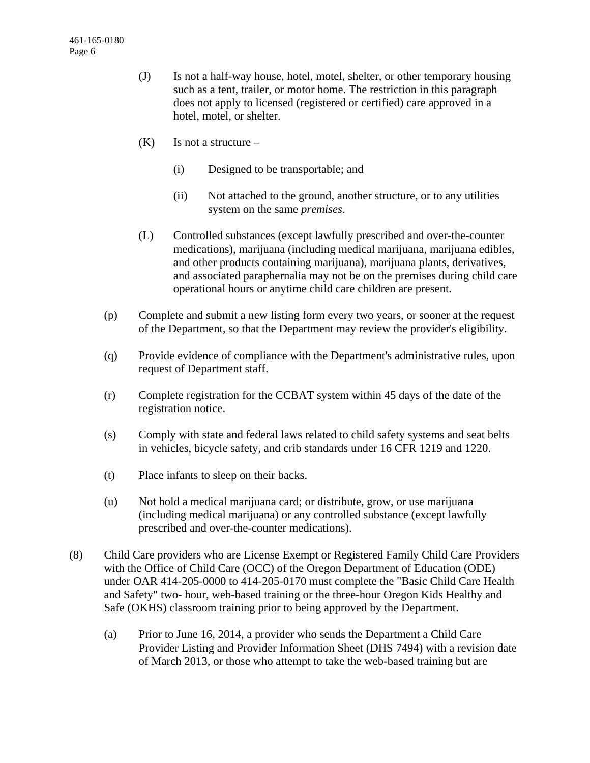(J) Is not a half-way house, hotel, motel, shelter, or other temporary housing such as a tent, trailer, or motor home. The restriction in this paragraph does not apply to licensed (registered or certified) care approved in a hotel, motel, or shelter.

(K) Is not a structure –

(i) Designed to be transportable; and

(ii) Not attached to the ground, another structure, or to any utilities system on the same *premises*.

(L) Controlled substances (except lawfully prescribed and over-the-counter medications), marijuana (including medical marijuana, marijuana edibles, and other products containing marijuana), marijuana plants, derivatives, and associated paraphernalia may not be on the premises during child care operational hours or anytime child care children are present.

(p) Complete and submit a new listing form every two years, or sooner at the request of the Department, so that the Department may review the provider's eligibility.

(q) Provide evidence of compliance with the Department's administrative rules, upon request of Department staff.

(r) Complete registration for the CCBAT system within 45 days of the date of the registration notice.

(s) Comply with state and federal laws related to child safety systems and seat belts in vehicles, bicycle safety, and crib standards under 16 CFR 1219 and 1220.

(t) Place infants to sleep on their backs.

(u) Not hold a medical marijuana card; or distribute, grow, or use marijuana (including medical marijuana) or any controlled substance (except lawfully prescribed and over-the-counter medications).

(8) Child Care providers who are License Exempt or Registered Family Child Care Providers with the Office of Child Care (OCC) of the Oregon Department of Education (ODE) under OAR 414-205-0000 to 414-205-0170 must complete the "Basic Child Care Health and Safety" two- hour, web-based training or the three-hour Oregon Kids Healthy and Safe (OKHS) classroom training prior to being approved by the Department.

(a) Prior to June 16, 2014, a provider who sends the Department a Child Care Provider Listing and Provider Information Sheet (DHS 7494) with a revision date of March 2013, or those who attempt to take the web-based training but are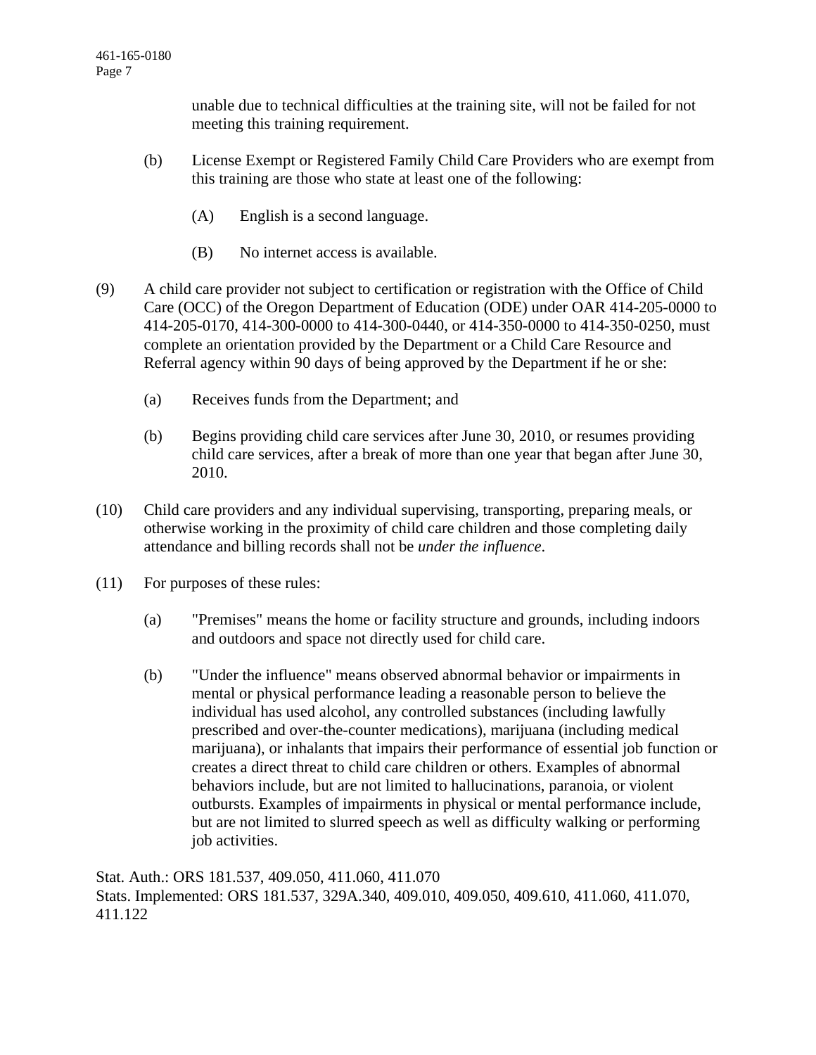unable due to technical difficulties at the training site, will not be failed for not meeting this training requirement.

(b) License Exempt or Registered Family Child Care Providers who are exempt from this training are those who state at least one of the following:

(A) English is a second language.

(B) No internet access is available.

(9) A child care provider not subject to certification or registration with the Office of Child Care (OCC) of the Oregon Department of Education (ODE) under OAR 414-205-0000 to 414-205-0170, 414-300-0000 to 414-300-0440, or 414-350-0000 to 414-350-0250, must complete an orientation provided by the Department or a Child Care Resource and Referral agency within 90 days of being approved by the Department if he or she:

(a) Receives funds from the Department; and

(b) Begins providing child care services after June 30, 2010, or resumes providing child care services, after a break of more than one year that began after June 30, 2010.

(10) Child care providers and any individual supervising, transporting, preparing meals, or otherwise working in the proximity of child care children and those completing daily attendance and billing records shall not be *under the influence*.

(11) For purposes of these rules:

(a) "Premises" means the home or facility structure and grounds, including indoors and outdoors and space not directly used for child care.

(b) "Under the influence" means observed abnormal behavior or impairments in mental or physical performance leading a reasonable person to believe the individual has used alcohol, any controlled substances (including lawfully prescribed and over-the-counter medications), marijuana (including medical marijuana), or inhalants that impairs their performance of essential job function or creates a direct threat to child care children or others. Examples of abnormal behaviors include, but are not limited to hallucinations, paranoia, or violent outbursts. Examples of impairments in physical or mental performance include, but are not limited to slurred speech as well as difficulty walking or performing job activities.

Stat. Auth.: ORS 181.537, 409.050, 411.060, 411.070
Stats. Implemented: ORS 181.537, 329A.340, 409.010, 409.050, 409.610, 411.060, 411.070, 411.122